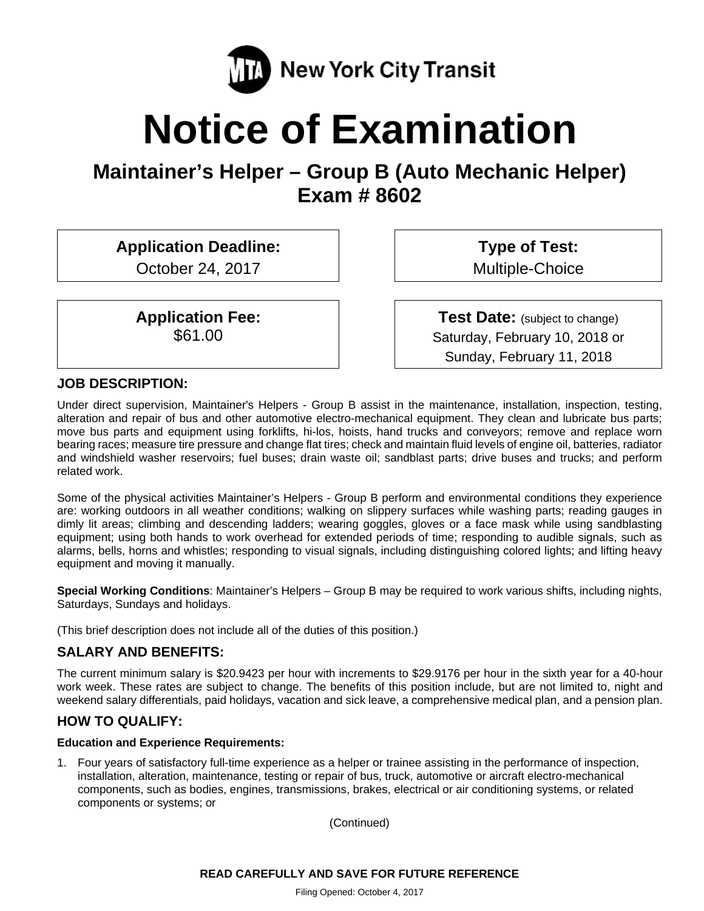MTA New York City Transit

# Notice of Examination

## Maintainer's Helper – Group B (Auto Mechanic Helper)
## Exam # 8602

**Application Deadline:**
October 24, 2017

**Type of Test:**
Multiple-Choice

**Application Fee:**
$61.00

**Test Date:** (subject to change)
Saturday, February 10, 2018 or
Sunday, February 11, 2018

### JOB DESCRIPTION:

Under direct supervision, Maintainer's Helpers - Group B assist in the maintenance, installation, inspection, testing, alteration and repair of bus and other automotive electro-mechanical equipment. They clean and lubricate bus parts; move bus parts and equipment using forklifts, hi-los, hoists, hand trucks and conveyors; remove and replace worn bearing races; measure tire pressure and change flat tires; check and maintain fluid levels of engine oil, batteries, radiator and windshield washer reservoirs; fuel buses; drain waste oil; sandblast parts; drive buses and trucks; and perform related work.

Some of the physical activities Maintainer's Helpers - Group B perform and environmental conditions they experience are: working outdoors in all weather conditions; walking on slippery surfaces while washing parts; reading gauges in dimly lit areas; climbing and descending ladders; wearing goggles, gloves or a face mask while using sandblasting equipment; using both hands to work overhead for extended periods of time; responding to audible signals, such as alarms, bells, horns and whistles; responding to visual signals, including distinguishing colored lights; and lifting heavy equipment and moving it manually.

**Special Working Conditions**: Maintainer's Helpers – Group B may be required to work various shifts, including nights, Saturdays, Sundays and holidays.

(This brief description does not include all of the duties of this position.)

### SALARY AND BENEFITS:

The current minimum salary is $20.9423 per hour with increments to $29.9176 per hour in the sixth year for a 40-hour work week. These rates are subject to change. The benefits of this position include, but are not limited to, night and weekend salary differentials, paid holidays, vacation and sick leave, a comprehensive medical plan, and a pension plan.

### HOW TO QUALIFY:

**Education and Experience Requirements:**

1. Four years of satisfactory full-time experience as a helper or trainee assisting in the performance of inspection, installation, alteration, maintenance, testing or repair of bus, truck, automotive or aircraft electro-mechanical components, such as bodies, engines, transmissions, brakes, electrical or air conditioning systems, or related components or systems; or

(Continued)

**READ CAREFULLY AND SAVE FOR FUTURE REFERENCE**

Filing Opened: October 4, 2017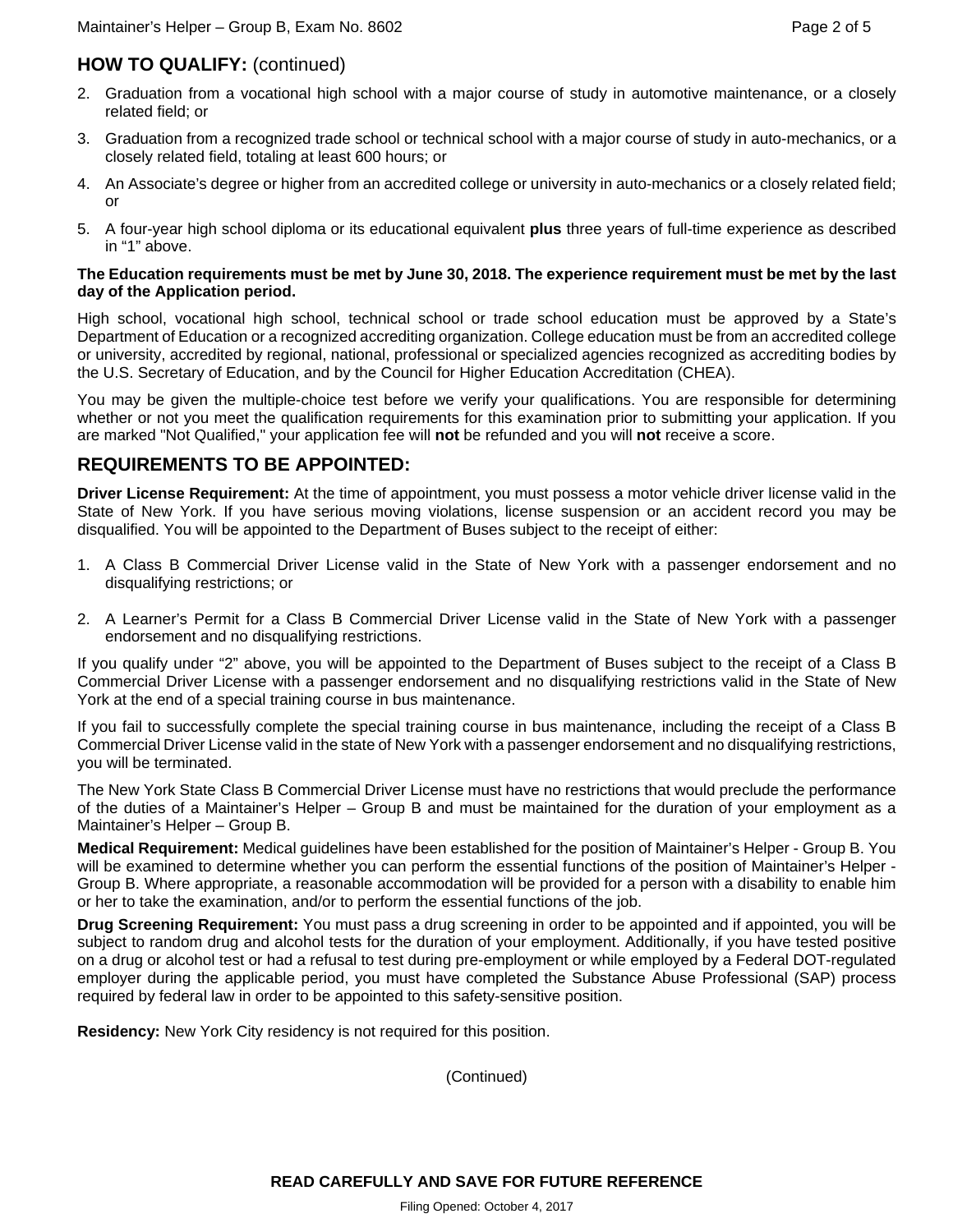## HOW TO QUALIFY: (continued)

2. Graduation from a vocational high school with a major course of study in automotive maintenance, or a closely related field; or
3. Graduation from a recognized trade school or technical school with a major course of study in auto-mechanics, or a closely related field, totaling at least 600 hours; or
4. An Associate's degree or higher from an accredited college or university in auto-mechanics or a closely related field; or
5. A four-year high school diploma or its educational equivalent **plus** three years of full-time experience as described in "1" above.

**The Education requirements must be met by June 30, 2018. The experience requirement must be met by the last day of the Application period.**

High school, vocational high school, technical school or trade school education must be approved by a State's Department of Education or a recognized accrediting organization. College education must be from an accredited college or university, accredited by regional, national, professional or specialized agencies recognized as accrediting bodies by the U.S. Secretary of Education, and by the Council for Higher Education Accreditation (CHEA).

You may be given the multiple-choice test before we verify your qualifications. You are responsible for determining whether or not you meet the qualification requirements for this examination prior to submitting your application. If you are marked "Not Qualified," your application fee will **not** be refunded and you will **not** receive a score.

## REQUIREMENTS TO BE APPOINTED:

**Driver License Requirement:** At the time of appointment, you must possess a motor vehicle driver license valid in the State of New York. If you have serious moving violations, license suspension or an accident record you may be disqualified. You will be appointed to the Department of Buses subject to the receipt of either:

1. A Class B Commercial Driver License valid in the State of New York with a passenger endorsement and no disqualifying restrictions; or
2. A Learner's Permit for a Class B Commercial Driver License valid in the State of New York with a passenger endorsement and no disqualifying restrictions.

If you qualify under "2" above, you will be appointed to the Department of Buses subject to the receipt of a Class B Commercial Driver License with a passenger endorsement and no disqualifying restrictions valid in the State of New York at the end of a special training course in bus maintenance.

If you fail to successfully complete the special training course in bus maintenance, including the receipt of a Class B Commercial Driver License valid in the state of New York with a passenger endorsement and no disqualifying restrictions, you will be terminated.

The New York State Class B Commercial Driver License must have no restrictions that would preclude the performance of the duties of a Maintainer's Helper – Group B and must be maintained for the duration of your employment as a Maintainer's Helper – Group B.

**Medical Requirement:** Medical guidelines have been established for the position of Maintainer's Helper - Group B. You will be examined to determine whether you can perform the essential functions of the position of Maintainer's Helper - Group B. Where appropriate, a reasonable accommodation will be provided for a person with a disability to enable him or her to take the examination, and/or to perform the essential functions of the job.

**Drug Screening Requirement:** You must pass a drug screening in order to be appointed and if appointed, you will be subject to random drug and alcohol tests for the duration of your employment. Additionally, if you have tested positive on a drug or alcohol test or had a refusal to test during pre-employment or while employed by a Federal DOT-regulated employer during the applicable period, you must have completed the Substance Abuse Professional (SAP) process required by federal law in order to be appointed to this safety-sensitive position.

**Residency:** New York City residency is not required for this position.

(Continued)

**READ CAREFULLY AND SAVE FOR FUTURE REFERENCE**

Filing Opened: October 4, 2017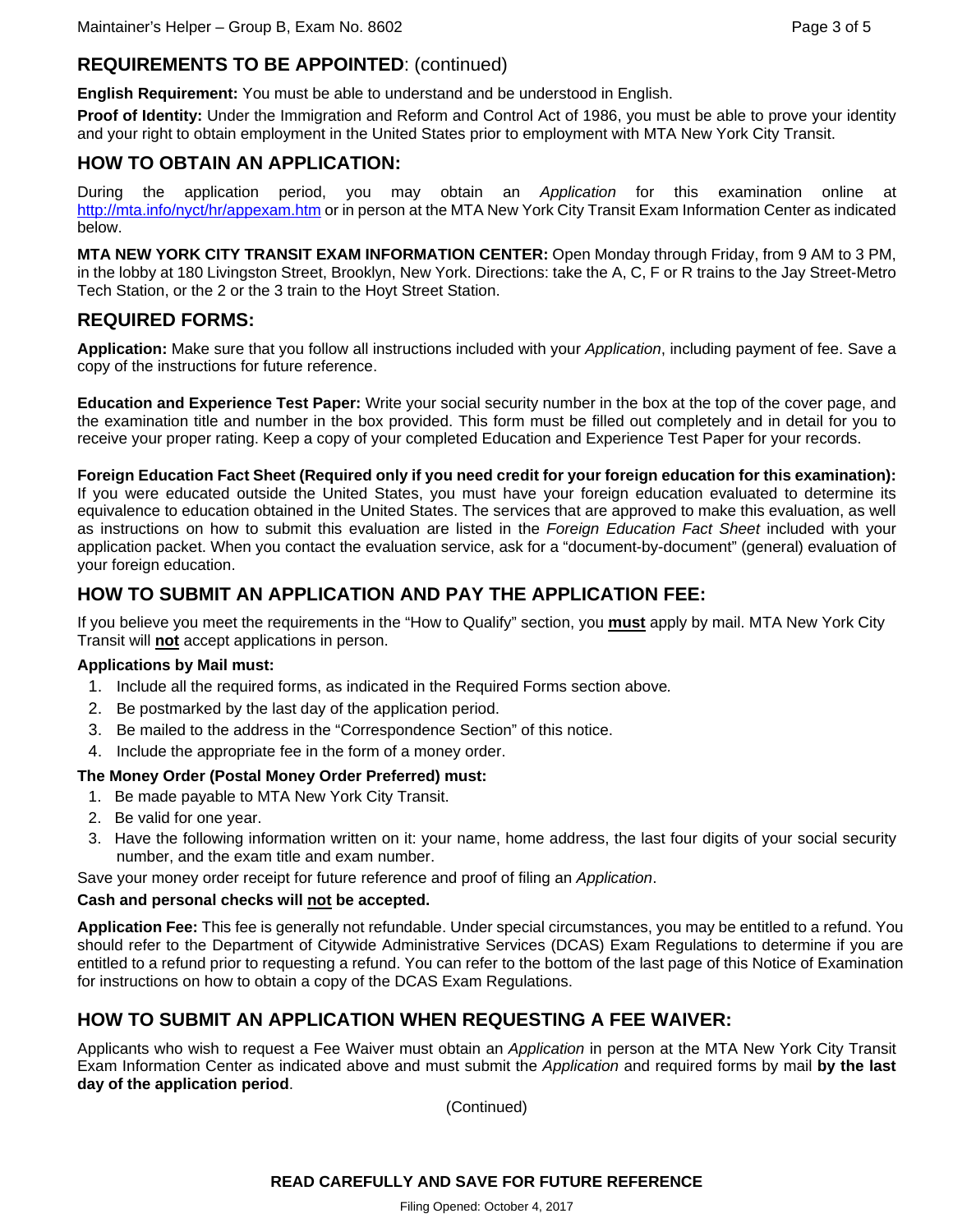## REQUIREMENTS TO BE APPOINTED: (continued)

**English Requirement:** You must be able to understand and be understood in English.

**Proof of Identity:** Under the Immigration and Reform and Control Act of 1986, you must be able to prove your identity and your right to obtain employment in the United States prior to employment with MTA New York City Transit.

## HOW TO OBTAIN AN APPLICATION:

During the application period, you may obtain an *Application* for this examination online at http://mta.info/nyct/hr/appexam.htm or in person at the MTA New York City Transit Exam Information Center as indicated below.

**MTA NEW YORK CITY TRANSIT EXAM INFORMATION CENTER:** Open Monday through Friday, from 9 AM to 3 PM, in the lobby at 180 Livingston Street, Brooklyn, New York. Directions: take the A, C, F or R trains to the Jay Street-Metro Tech Station, or the 2 or the 3 train to the Hoyt Street Station.

## REQUIRED FORMS:

**Application:** Make sure that you follow all instructions included with your *Application*, including payment of fee. Save a copy of the instructions for future reference.

**Education and Experience Test Paper:** Write your social security number in the box at the top of the cover page, and the examination title and number in the box provided. This form must be filled out completely and in detail for you to receive your proper rating. Keep a copy of your completed Education and Experience Test Paper for your records.

**Foreign Education Fact Sheet (Required only if you need credit for your foreign education for this examination):** If you were educated outside the United States, you must have your foreign education evaluated to determine its equivalence to education obtained in the United States. The services that are approved to make this evaluation, as well as instructions on how to submit this evaluation are listed in the *Foreign Education Fact Sheet* included with your application packet. When you contact the evaluation service, ask for a "document-by-document" (general) evaluation of your foreign education.

## HOW TO SUBMIT AN APPLICATION AND PAY THE APPLICATION FEE:

If you believe you meet the requirements in the "How to Qualify" section, you **must** apply by mail. MTA New York City Transit will **not** accept applications in person.

**Applications by Mail must:**

1. Include all the required forms, as indicated in the Required Forms section above.
2. Be postmarked by the last day of the application period.
3. Be mailed to the address in the "Correspondence Section" of this notice.
4. Include the appropriate fee in the form of a money order.

**The Money Order (Postal Money Order Preferred) must:**

1. Be made payable to MTA New York City Transit.
2. Be valid for one year.
3. Have the following information written on it: your name, home address, the last four digits of your social security number, and the exam title and exam number.

Save your money order receipt for future reference and proof of filing an *Application*.

**Cash and personal checks will not be accepted.**

**Application Fee:** This fee is generally not refundable. Under special circumstances, you may be entitled to a refund. You should refer to the Department of Citywide Administrative Services (DCAS) Exam Regulations to determine if you are entitled to a refund prior to requesting a refund. You can refer to the bottom of the last page of this Notice of Examination for instructions on how to obtain a copy of the DCAS Exam Regulations.

## HOW TO SUBMIT AN APPLICATION WHEN REQUESTING A FEE WAIVER:

Applicants who wish to request a Fee Waiver must obtain an *Application* in person at the MTA New York City Transit Exam Information Center as indicated above and must submit the *Application* and required forms by mail **by the last day of the application period**.

(Continued)

**READ CAREFULLY AND SAVE FOR FUTURE REFERENCE**

Filing Opened: October 4, 2017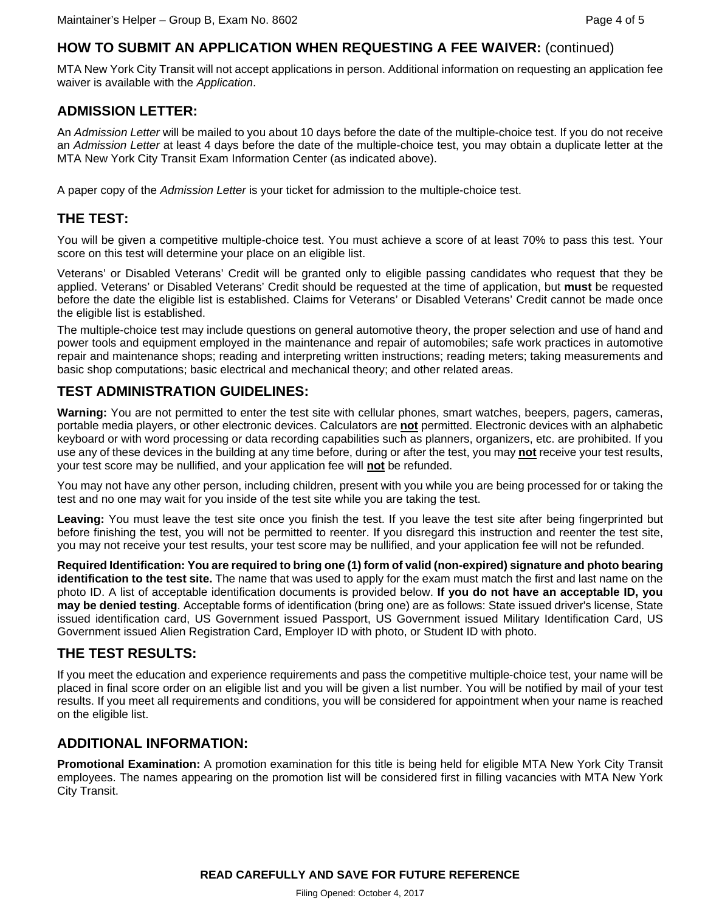## HOW TO SUBMIT AN APPLICATION WHEN REQUESTING A FEE WAIVER: (continued)

MTA New York City Transit will not accept applications in person. Additional information on requesting an application fee waiver is available with the *Application*.

## ADMISSION LETTER:

An *Admission Letter* will be mailed to you about 10 days before the date of the multiple-choice test. If you do not receive an *Admission Letter* at least 4 days before the date of the multiple-choice test, you may obtain a duplicate letter at the MTA New York City Transit Exam Information Center (as indicated above).

A paper copy of the *Admission Letter* is your ticket for admission to the multiple-choice test.

## THE TEST:

You will be given a competitive multiple-choice test. You must achieve a score of at least 70% to pass this test. Your score on this test will determine your place on an eligible list.

Veterans' or Disabled Veterans' Credit will be granted only to eligible passing candidates who request that they be applied. Veterans' or Disabled Veterans' Credit should be requested at the time of application, but **must** be requested before the date the eligible list is established. Claims for Veterans' or Disabled Veterans' Credit cannot be made once the eligible list is established.

The multiple-choice test may include questions on general automotive theory, the proper selection and use of hand and power tools and equipment employed in the maintenance and repair of automobiles; safe work practices in automotive repair and maintenance shops; reading and interpreting written instructions; reading meters; taking measurements and basic shop computations; basic electrical and mechanical theory; and other related areas.

## TEST ADMINISTRATION GUIDELINES:

**Warning:** You are not permitted to enter the test site with cellular phones, smart watches, beepers, pagers, cameras, portable media players, or other electronic devices. Calculators are **not** permitted. Electronic devices with an alphabetic keyboard or with word processing or data recording capabilities such as planners, organizers, etc. are prohibited. If you use any of these devices in the building at any time before, during or after the test, you may **not** receive your test results, your test score may be nullified, and your application fee will **not** be refunded.

You may not have any other person, including children, present with you while you are being processed for or taking the test and no one may wait for you inside of the test site while you are taking the test.

**Leaving:** You must leave the test site once you finish the test. If you leave the test site after being fingerprinted but before finishing the test, you will not be permitted to reenter. If you disregard this instruction and reenter the test site, you may not receive your test results, your test score may be nullified, and your application fee will not be refunded.

**Required Identification: You are required to bring one (1) form of valid (non-expired) signature and photo bearing identification to the test site.** The name that was used to apply for the exam must match the first and last name on the photo ID. A list of acceptable identification documents is provided below. **If you do not have an acceptable ID, you may be denied testing**. Acceptable forms of identification (bring one) are as follows: State issued driver's license, State issued identification card, US Government issued Passport, US Government issued Military Identification Card, US Government issued Alien Registration Card, Employer ID with photo, or Student ID with photo.

## THE TEST RESULTS:

If you meet the education and experience requirements and pass the competitive multiple-choice test, your name will be placed in final score order on an eligible list and you will be given a list number. You will be notified by mail of your test results. If you meet all requirements and conditions, you will be considered for appointment when your name is reached on the eligible list.

## ADDITIONAL INFORMATION:

**Promotional Examination:** A promotion examination for this title is being held for eligible MTA New York City Transit employees. The names appearing on the promotion list will be considered first in filling vacancies with MTA New York City Transit.

**READ CAREFULLY AND SAVE FOR FUTURE REFERENCE**

Filing Opened: October 4, 2017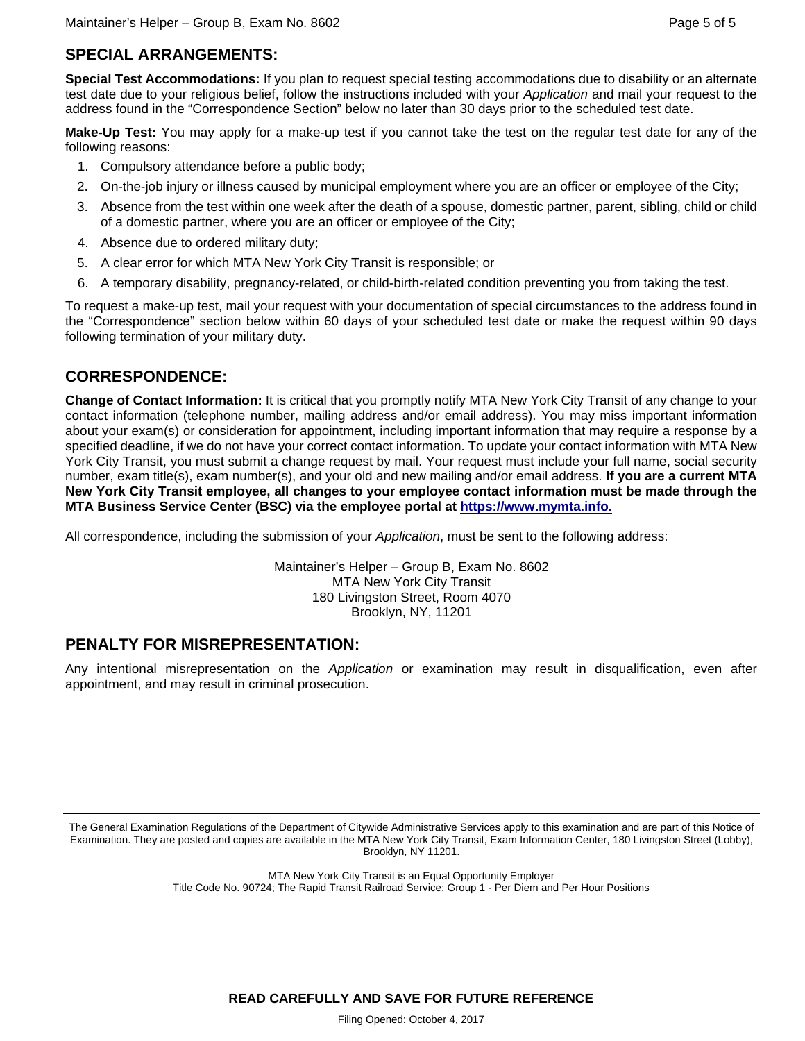## SPECIAL ARRANGEMENTS:

**Special Test Accommodations:** If you plan to request special testing accommodations due to disability or an alternate test date due to your religious belief, follow the instructions included with your *Application* and mail your request to the address found in the "Correspondence Section" below no later than 30 days prior to the scheduled test date.

**Make-Up Test:** You may apply for a make-up test if you cannot take the test on the regular test date for any of the following reasons:

1. Compulsory attendance before a public body;
2. On-the-job injury or illness caused by municipal employment where you are an officer or employee of the City;
3. Absence from the test within one week after the death of a spouse, domestic partner, parent, sibling, child or child of a domestic partner, where you are an officer or employee of the City;
4. Absence due to ordered military duty;
5. A clear error for which MTA New York City Transit is responsible; or
6. A temporary disability, pregnancy-related, or child-birth-related condition preventing you from taking the test.

To request a make-up test, mail your request with your documentation of special circumstances to the address found in the "Correspondence" section below within 60 days of your scheduled test date or make the request within 90 days following termination of your military duty.

## CORRESPONDENCE:

**Change of Contact Information:** It is critical that you promptly notify MTA New York City Transit of any change to your contact information (telephone number, mailing address and/or email address). You may miss important information about your exam(s) or consideration for appointment, including important information that may require a response by a specified deadline, if we do not have your correct contact information. To update your contact information with MTA New York City Transit, you must submit a change request by mail. Your request must include your full name, social security number, exam title(s), exam number(s), and your old and new mailing and/or email address. **If you are a current MTA New York City Transit employee, all changes to your employee contact information must be made through the MTA Business Service Center (BSC) via the employee portal at https://www.mymta.info.**

All correspondence, including the submission of your *Application*, must be sent to the following address:

Maintainer's Helper – Group B, Exam No. 8602
MTA New York City Transit
180 Livingston Street, Room 4070
Brooklyn, NY, 11201

## PENALTY FOR MISREPRESENTATION:

Any intentional misrepresentation on the *Application* or examination may result in disqualification, even after appointment, and may result in criminal prosecution.

The General Examination Regulations of the Department of Citywide Administrative Services apply to this examination and are part of this Notice of Examination. They are posted and copies are available in the MTA New York City Transit, Exam Information Center, 180 Livingston Street (Lobby), Brooklyn, NY 11201.

MTA New York City Transit is an Equal Opportunity Employer
Title Code No. 90724; The Rapid Transit Railroad Service; Group 1 - Per Diem and Per Hour Positions

**READ CAREFULLY AND SAVE FOR FUTURE REFERENCE**

Filing Opened: October 4, 2017